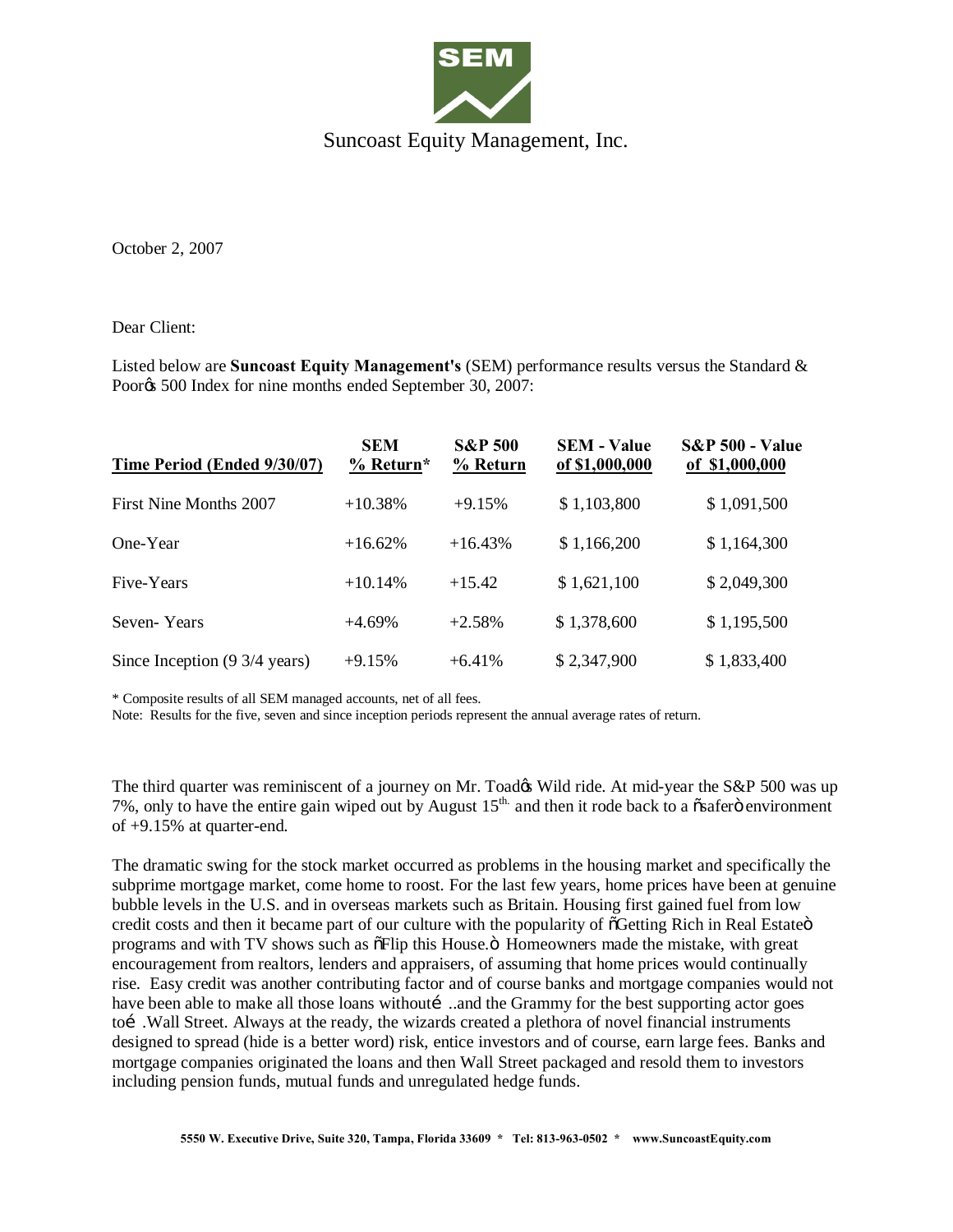SEM

Suncoast Equity Management, Inc.

October 2, 2007

Dear Client:

Listed below are **Suncoast Equity Management's** (SEM) performance results versus the Standard & Poor's 500 Index for nine months ended September 30, 2007:

| Time Period (Ended 9/30/07) | SEM % Return* | S&P 500 % Return | SEM - Value of $1,000,000 | S&P 500 - Value of $1,000,000 |
|---|---|---|---|---|
| First Nine Months 2007 | +10.38% | +9.15% | $ 1,103,800 | $ 1,091,500 |
| One-Year | +16.62% | +16.43% | $ 1,166,200 | $ 1,164,300 |
| Five-Years | +10.14% | +15.42 | $ 1,621,100 | $ 2,049,300 |
| Seven- Years | +4.69% | +2.58% | $ 1,378,600 | $ 1,195,500 |
| Since Inception (9 3/4 years) | +9.15% | +6.41% | $ 2,347,900 | $ 1,833,400 |

\* Composite results of all SEM managed accounts, net of all fees.

Note: Results for the five, seven and since inception periods represent the annual average rates of return.

The third quarter was reminiscent of a journey on Mr. Toad's Wild ride. At mid-year the S&P 500 was up 7%, only to have the entire gain wiped out by August 15th. and then it rode back to a "safer" environment of +9.15% at quarter-end.

The dramatic swing for the stock market occurred as problems in the housing market and specifically the subprime mortgage market, come home to roost. For the last few years, home prices have been at genuine bubble levels in the U.S. and in overseas markets such as Britain. Housing first gained fuel from low credit costs and then it became part of our culture with the popularity of "Getting Rich in Real Estate" programs and with TV shows such as "Flip this House." Homeowners made the mistake, with great encouragement from realtors, lenders and appraisers, of assuming that home prices would continually rise. Easy credit was another contributing factor and of course banks and mortgage companies would not have been able to make all those loans without… ..and the Grammy for the best supporting actor goes to… .Wall Street. Always at the ready, the wizards created a plethora of novel financial instruments designed to spread (hide is a better word) risk, entice investors and of course, earn large fees. Banks and mortgage companies originated the loans and then Wall Street packaged and resold them to investors including pension funds, mutual funds and unregulated hedge funds.

5550 W. Executive Drive, Suite 320, Tampa, Florida 33609 * Tel: 813-963-0502 * www.SuncoastEquity.com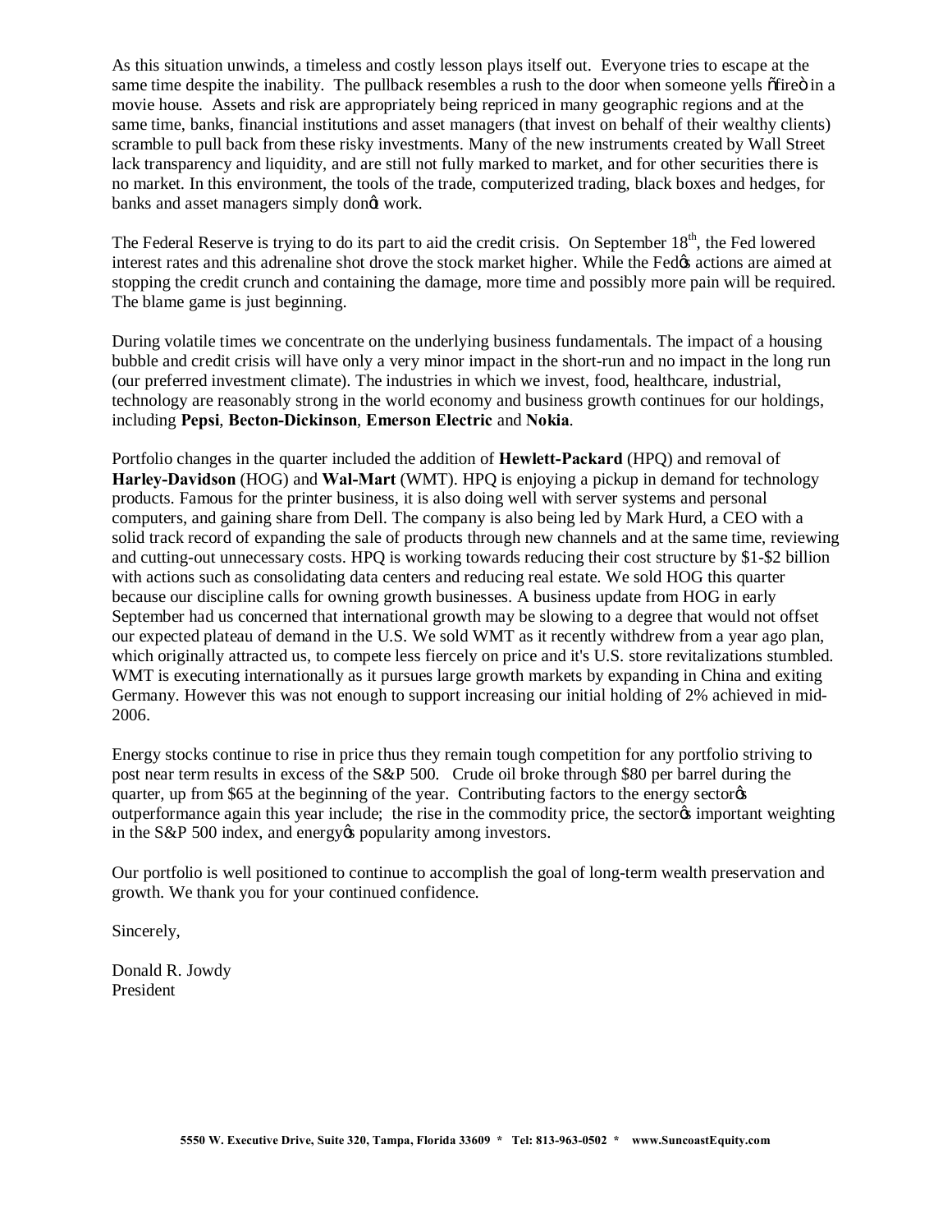As this situation unwinds, a timeless and costly lesson plays itself out. Everyone tries to escape at the same time despite the inability. The pullback resembles a rush to the door when someone yells "fire" in a movie house. Assets and risk are appropriately being repriced in many geographic regions and at the same time, banks, financial institutions and asset managers (that invest on behalf of their wealthy clients) scramble to pull back from these risky investments. Many of the new instruments created by Wall Street lack transparency and liquidity, and are still not fully marked to market, and for other securities there is no market. In this environment, the tools of the trade, computerized trading, black boxes and hedges, for banks and asset managers simply don't work.

The Federal Reserve is trying to do its part to aid the credit crisis. On September 18th, the Fed lowered interest rates and this adrenaline shot drove the stock market higher. While the Fed's actions are aimed at stopping the credit crunch and containing the damage, more time and possibly more pain will be required. The blame game is just beginning.

During volatile times we concentrate on the underlying business fundamentals. The impact of a housing bubble and credit crisis will have only a very minor impact in the short-run and no impact in the long run (our preferred investment climate). The industries in which we invest, food, healthcare, industrial, technology are reasonably strong in the world economy and business growth continues for our holdings, including **Pepsi**, **Becton-Dickinson**, **Emerson Electric** and **Nokia**.

Portfolio changes in the quarter included the addition of **Hewlett-Packard** (HPQ) and removal of **Harley-Davidson** (HOG) and **Wal-Mart** (WMT). HPQ is enjoying a pickup in demand for technology products. Famous for the printer business, it is also doing well with server systems and personal computers, and gaining share from Dell. The company is also being led by Mark Hurd, a CEO with a solid track record of expanding the sale of products through new channels and at the same time, reviewing and cutting-out unnecessary costs. HPQ is working towards reducing their cost structure by $1-$2 billion with actions such as consolidating data centers and reducing real estate. We sold HOG this quarter because our discipline calls for owning growth businesses. A business update from HOG in early September had us concerned that international growth may be slowing to a degree that would not offset our expected plateau of demand in the U.S. We sold WMT as it recently withdrew from a year ago plan, which originally attracted us, to compete less fiercely on price and it's U.S. store revitalizations stumbled. WMT is executing internationally as it pursues large growth markets by expanding in China and exiting Germany. However this was not enough to support increasing our initial holding of 2% achieved in mid-2006.

Energy stocks continue to rise in price thus they remain tough competition for any portfolio striving to post near term results in excess of the S&P 500. Crude oil broke through $80 per barrel during the quarter, up from $65 at the beginning of the year. Contributing factors to the energy sector's outperformance again this year include; the rise in the commodity price, the sector's important weighting in the S&P 500 index, and energy's popularity among investors.

Our portfolio is well positioned to continue to accomplish the goal of long-term wealth preservation and growth. We thank you for your continued confidence.

Sincerely,

Donald R. Jowdy
President

**5550 W. Executive Drive, Suite 320, Tampa, Florida 33609 * Tel: 813-963-0502 * www.SuncoastEquity.com**